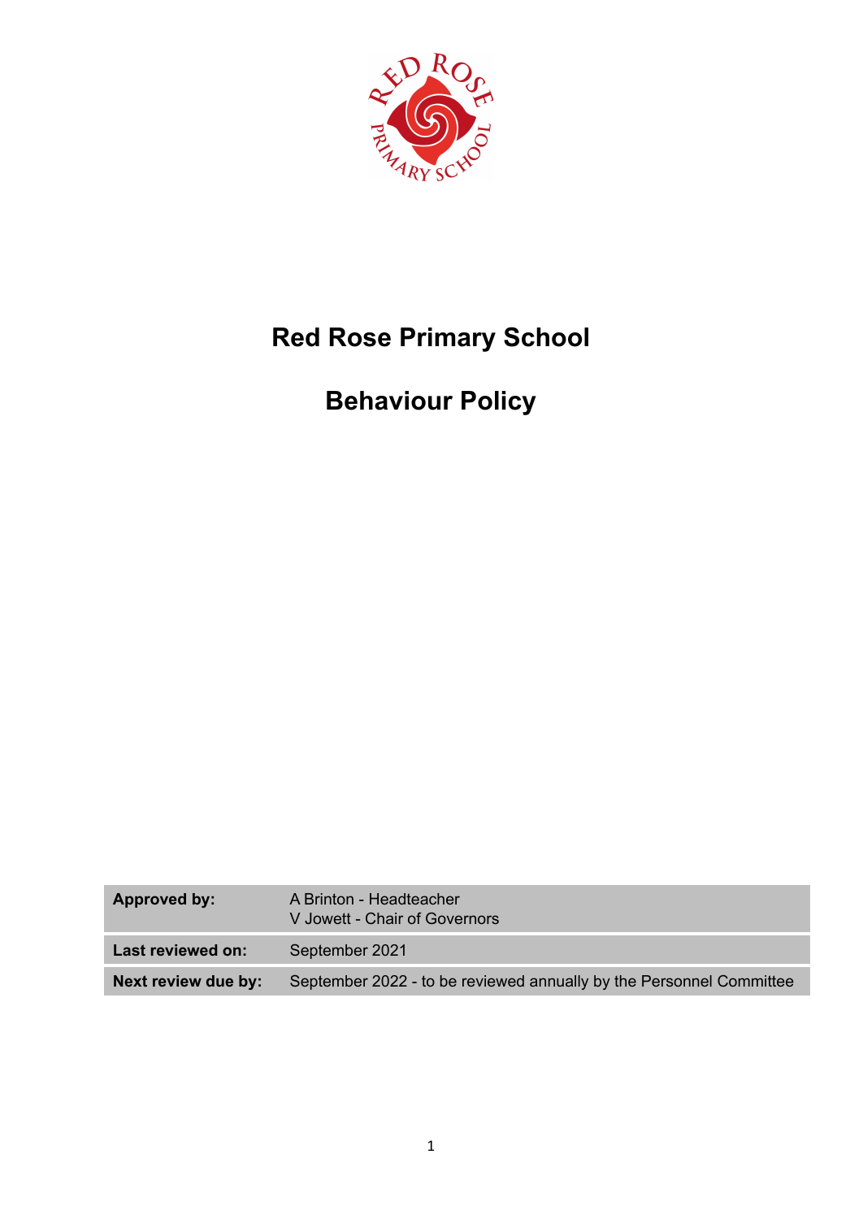# Red Rose Primary School

# Behaviour Policy

| | |
|---|---|
| **Approved by:** | A Brinton - Headteacher<br>V Jowett - Chair of Governors |
| **Last reviewed on:** | September 2021 |
| **Next review due by:** | September 2022 - to be reviewed annually by the Personnel Committee |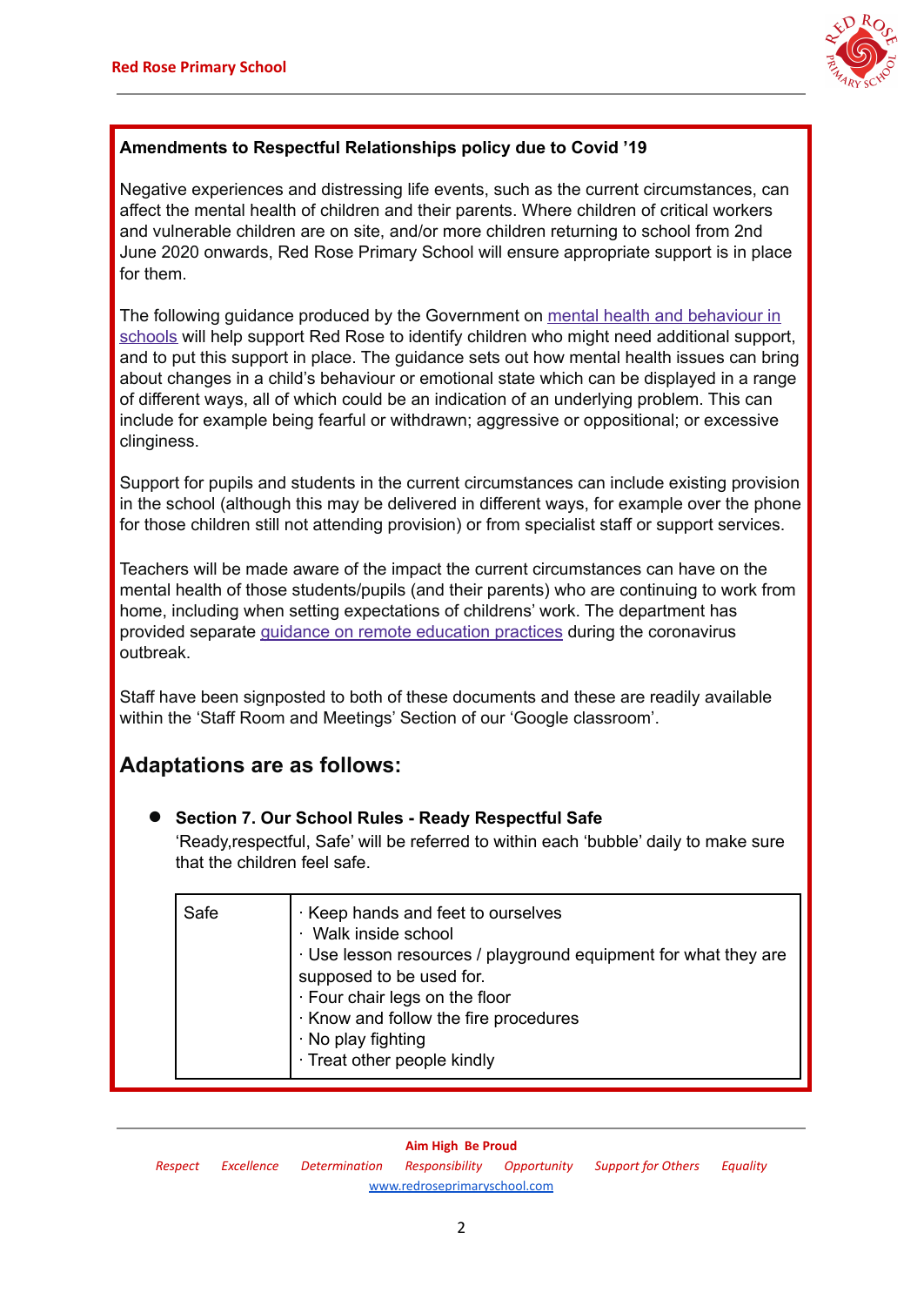**Amendments to Respectful Relationships policy due to Covid '19**

Negative experiences and distressing life events, such as the current circumstances, can affect the mental health of children and their parents. Where children of critical workers and vulnerable children are on site, and/or more children returning to school from 2nd June 2020 onwards, Red Rose Primary School will ensure appropriate support is in place for them.

The following guidance produced by the Government on [mental health and behaviour in schools]() will help support Red Rose to identify children who might need additional support, and to put this support in place. The guidance sets out how mental health issues can bring about changes in a child's behaviour or emotional state which can be displayed in a range of different ways, all of which could be an indication of an underlying problem. This can include for example being fearful or withdrawn; aggressive or oppositional; or excessive clinginess.

Support for pupils and students in the current circumstances can include existing provision in the school (although this may be delivered in different ways, for example over the phone for those children still not attending provision) or from specialist staff or support services.

Teachers will be made aware of the impact the current circumstances can have on the mental health of those students/pupils (and their parents) who are continuing to work from home, including when setting expectations of childrens' work. The department has provided separate [guidance on remote education practices]() during the coronavirus outbreak.

Staff have been signposted to both of these documents and these are readily available within the 'Staff Room and Meetings' Section of our 'Google classroom'.

## Adaptations are as follows:

- **Section 7. Our School Rules - Ready Respectful Safe**
  'Ready,respectful, Safe' will be referred to within each 'bubble' daily to make sure that the children feel safe.

| | |
|---|---|
| Safe | · Keep hands and feet to ourselves<br>· Walk inside school<br>· Use lesson resources / playground equipment for what they are supposed to be used for.<br>· Four chair legs on the floor<br>· Know and follow the fire procedures<br>· No play fighting<br>· Treat other people kindly |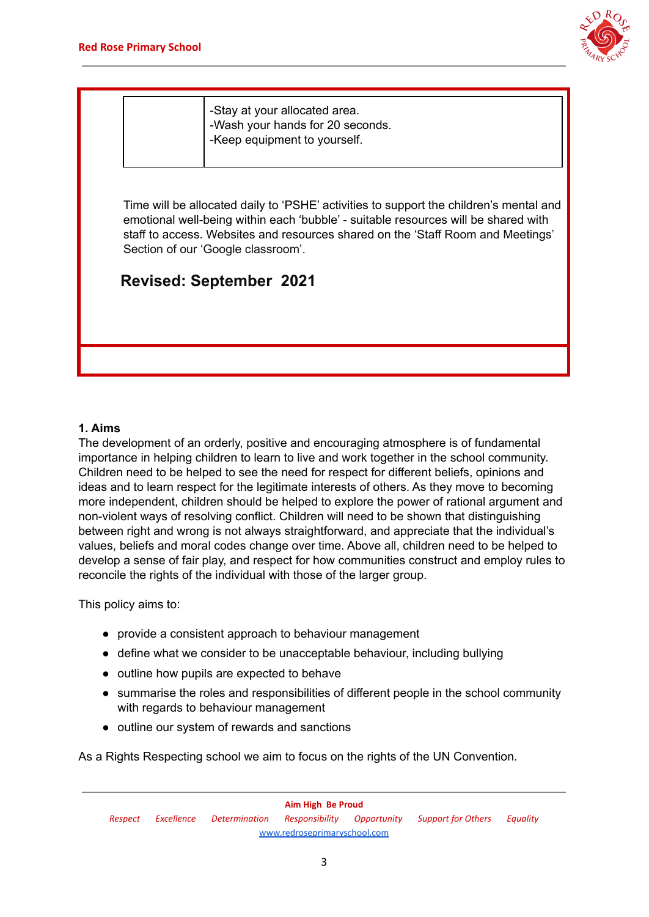| | |
|---|---|
| | -Stay at your allocated area.<br>-Wash your hands for 20 seconds.<br>-Keep equipment to yourself. |

Time will be allocated daily to 'PSHE' activities to support the children's mental and emotional well-being within each 'bubble' - suitable resources will be shared with staff to access. Websites and resources shared on the 'Staff Room and Meetings' Section of our 'Google classroom'.

**Revised: September 2021**

## 1. Aims

The development of an orderly, positive and encouraging atmosphere is of fundamental importance in helping children to learn to live and work together in the school community. Children need to be helped to see the need for respect for different beliefs, opinions and ideas and to learn respect for the legitimate interests of others. As they move to becoming more independent, children should be helped to explore the power of rational argument and non-violent ways of resolving conflict. Children will need to be shown that distinguishing between right and wrong is not always straightforward, and appreciate that the individual's values, beliefs and moral codes change over time. Above all, children need to be helped to develop a sense of fair play, and respect for how communities construct and employ rules to reconcile the rights of the individual with those of the larger group.

This policy aims to:

- provide a consistent approach to behaviour management
- define what we consider to be unacceptable behaviour, including bullying
- outline how pupils are expected to behave
- summarise the roles and responsibilities of different people in the school community with regards to behaviour management
- outline our system of rewards and sanctions

As a Rights Respecting school we aim to focus on the rights of the UN Convention.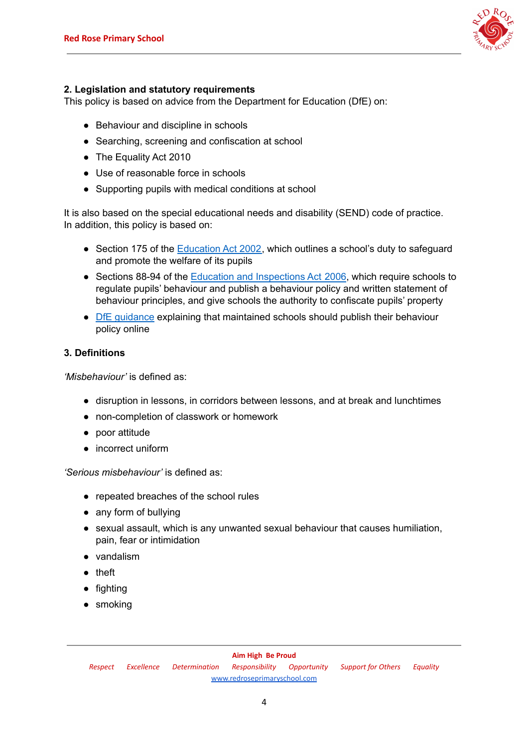## 2. Legislation and statutory requirements

This policy is based on advice from the Department for Education (DfE) on:

- Behaviour and discipline in schools
- Searching, screening and confiscation at school
- The Equality Act 2010
- Use of reasonable force in schools
- Supporting pupils with medical conditions at school

It is also based on the special educational needs and disability (SEND) code of practice.
In addition, this policy is based on:

- Section 175 of the Education Act 2002, which outlines a school's duty to safeguard and promote the welfare of its pupils
- Sections 88-94 of the Education and Inspections Act 2006, which require schools to regulate pupils' behaviour and publish a behaviour policy and written statement of behaviour principles, and give schools the authority to confiscate pupils' property
- DfE guidance explaining that maintained schools should publish their behaviour policy online

## 3. Definitions

*'Misbehaviour'* is defined as:

- disruption in lessons, in corridors between lessons, and at break and lunchtimes
- non-completion of classwork or homework
- poor attitude
- incorrect uniform

*'Serious misbehaviour'* is defined as:

- repeated breaches of the school rules
- any form of bullying
- sexual assault, which is any unwanted sexual behaviour that causes humiliation, pain, fear or intimidation
- vandalism
- theft
- fighting
- smoking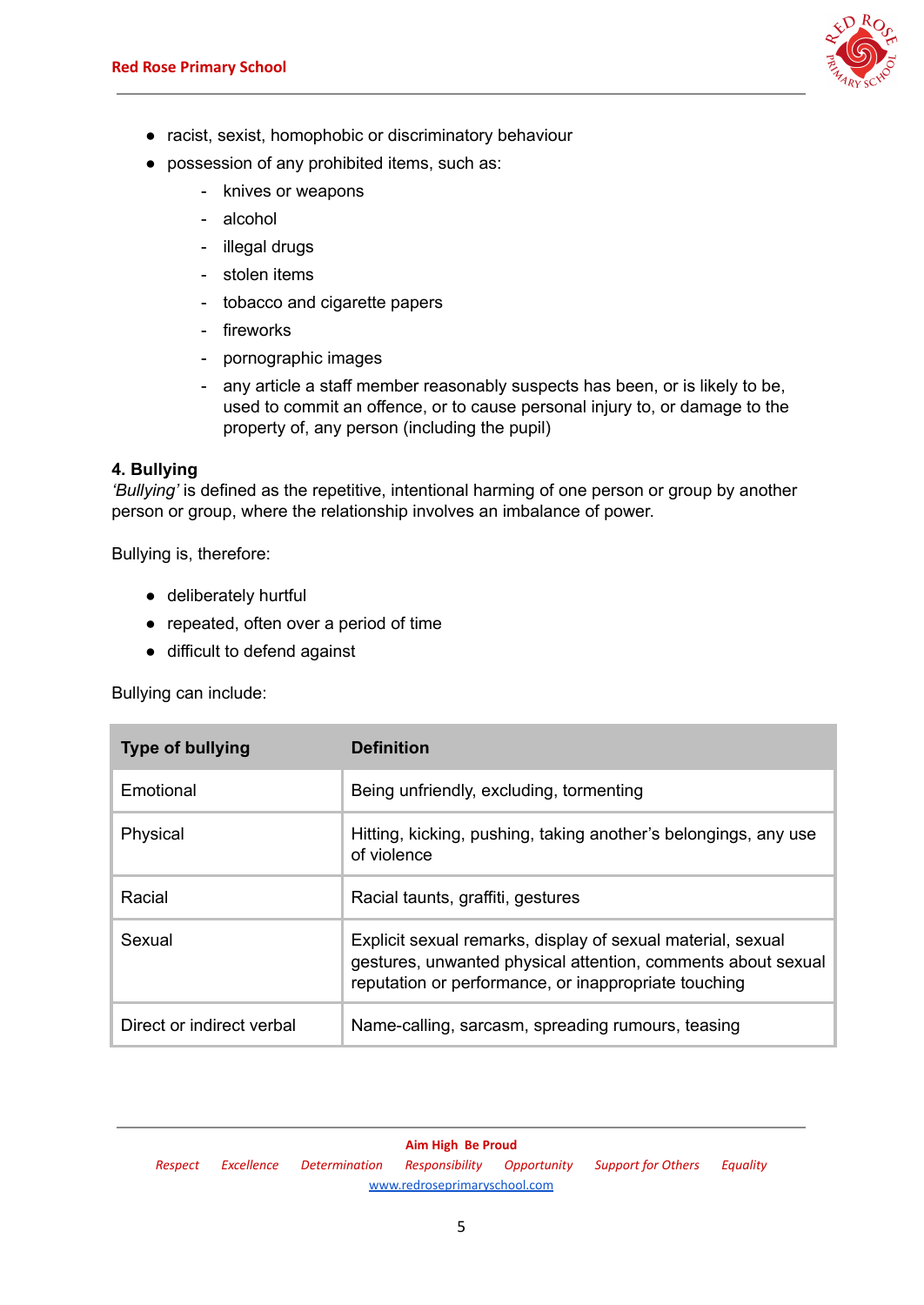- racist, sexist, homophobic or discriminatory behaviour
- possession of any prohibited items, such as:
    - knives or weapons
    - alcohol
    - illegal drugs
    - stolen items
    - tobacco and cigarette papers
    - fireworks
    - pornographic images
    - any article a staff member reasonably suspects has been, or is likely to be, used to commit an offence, or to cause personal injury to, or damage to the property of, any person (including the pupil)

### 4. Bullying

*'Bullying'* is defined as the repetitive, intentional harming of one person or group by another person or group, where the relationship involves an imbalance of power.

Bullying is, therefore:

- deliberately hurtful
- repeated, often over a period of time
- difficult to defend against

Bullying can include:

| Type of bullying | Definition |
|---|---|
| Emotional | Being unfriendly, excluding, tormenting |
| Physical | Hitting, kicking, pushing, taking another's belongings, any use of violence |
| Racial | Racial taunts, graffiti, gestures |
| Sexual | Explicit sexual remarks, display of sexual material, sexual gestures, unwanted physical attention, comments about sexual reputation or performance, or inappropriate touching |
| Direct or indirect verbal | Name-calling, sarcasm, spreading rumours, teasing |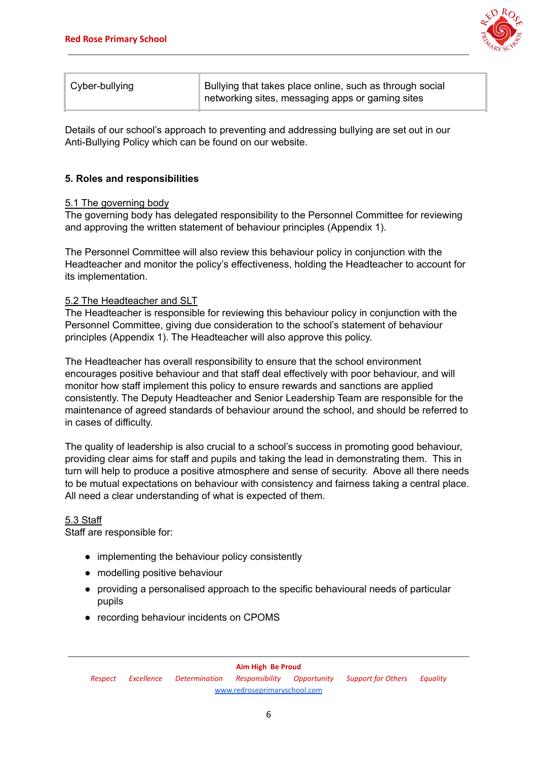| | |
|---|---|
| Cyber-bullying | Bullying that takes place online, such as through social networking sites, messaging apps or gaming sites |

Details of our school's approach to preventing and addressing bullying are set out in our Anti-Bullying Policy which can be found on our website.

**5. Roles and responsibilities**

5.1 The governing body

The governing body has delegated responsibility to the Personnel Committee for reviewing and approving the written statement of behaviour principles (Appendix 1).

The Personnel Committee will also review this behaviour policy in conjunction with the Headteacher and monitor the policy's effectiveness, holding the Headteacher to account for its implementation.

5.2 The Headteacher and SLT

The Headteacher is responsible for reviewing this behaviour policy in conjunction with the Personnel Committee, giving due consideration to the school's statement of behaviour principles (Appendix 1). The Headteacher will also approve this policy.

The Headteacher has overall responsibility to ensure that the school environment encourages positive behaviour and that staff deal effectively with poor behaviour, and will monitor how staff implement this policy to ensure rewards and sanctions are applied consistently. The Deputy Headteacher and Senior Leadership Team are responsible for the maintenance of agreed standards of behaviour around the school, and should be referred to in cases of difficulty.

The quality of leadership is also crucial to a school's success in promoting good behaviour, providing clear aims for staff and pupils and taking the lead in demonstrating them. This in turn will help to produce a positive atmosphere and sense of security. Above all there needs to be mutual expectations on behaviour with consistency and fairness taking a central place. All need a clear understanding of what is expected of them.

5.3 Staff

Staff are responsible for:

- implementing the behaviour policy consistently
- modelling positive behaviour
- providing a personalised approach to the specific behavioural needs of particular pupils
- recording behaviour incidents on CPOMS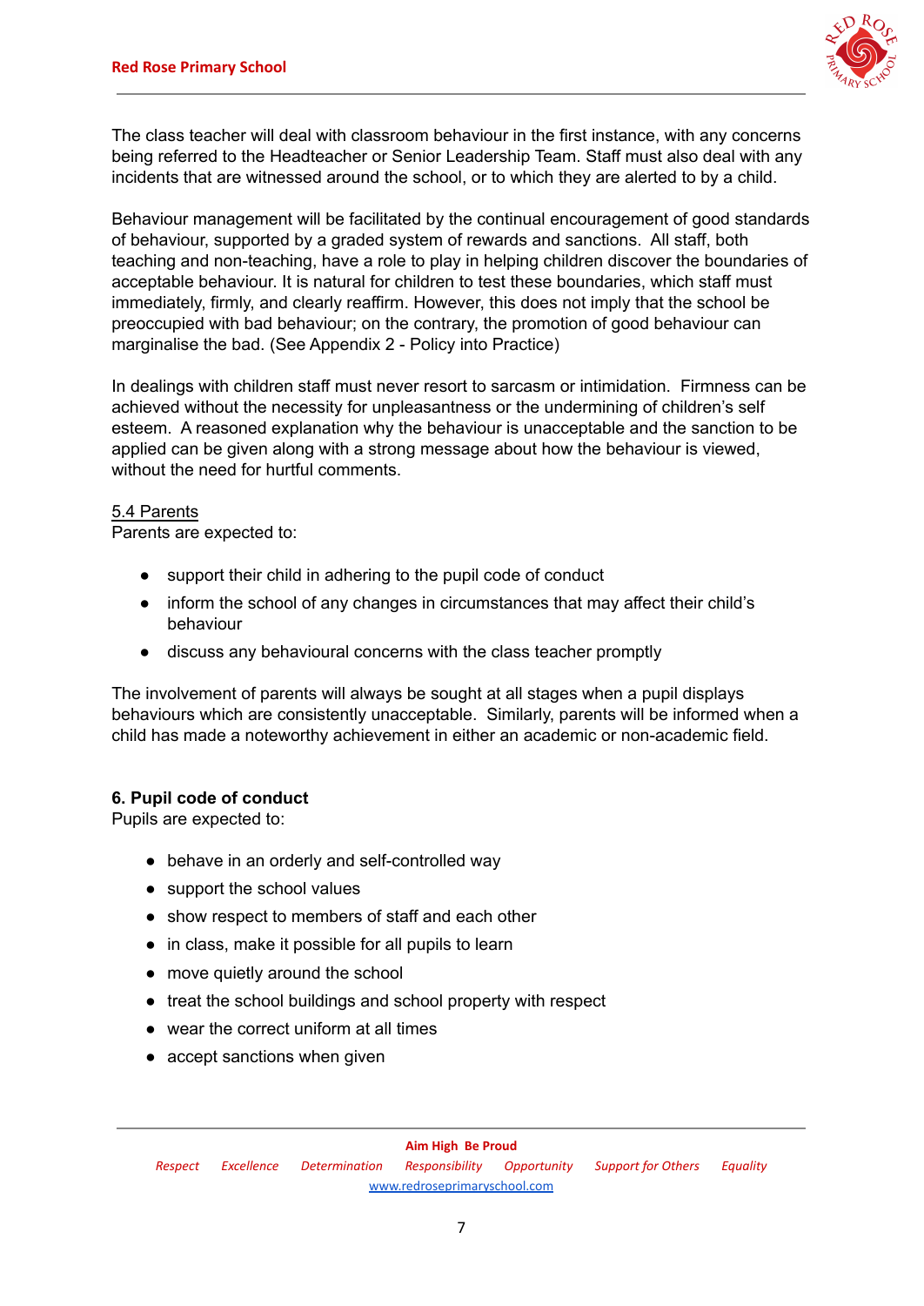The class teacher will deal with classroom behaviour in the first instance, with any concerns being referred to the Headteacher or Senior Leadership Team. Staff must also deal with any incidents that are witnessed around the school, or to which they are alerted to by a child.

Behaviour management will be facilitated by the continual encouragement of good standards of behaviour, supported by a graded system of rewards and sanctions. All staff, both teaching and non-teaching, have a role to play in helping children discover the boundaries of acceptable behaviour. It is natural for children to test these boundaries, which staff must immediately, firmly, and clearly reaffirm. However, this does not imply that the school be preoccupied with bad behaviour; on the contrary, the promotion of good behaviour can marginalise the bad. (See Appendix 2 - Policy into Practice)

In dealings with children staff must never resort to sarcasm or intimidation. Firmness can be achieved without the necessity for unpleasantness or the undermining of children's self esteem. A reasoned explanation why the behaviour is unacceptable and the sanction to be applied can be given along with a strong message about how the behaviour is viewed, without the need for hurtful comments.

### 5.4 Parents

Parents are expected to:

- support their child in adhering to the pupil code of conduct
- inform the school of any changes in circumstances that may affect their child's behaviour
- discuss any behavioural concerns with the class teacher promptly

The involvement of parents will always be sought at all stages when a pupil displays behaviours which are consistently unacceptable. Similarly, parents will be informed when a child has made a noteworthy achievement in either an academic or non-academic field.

## 6. Pupil code of conduct

Pupils are expected to:

- behave in an orderly and self-controlled way
- support the school values
- show respect to members of staff and each other
- in class, make it possible for all pupils to learn
- move quietly around the school
- treat the school buildings and school property with respect
- wear the correct uniform at all times
- accept sanctions when given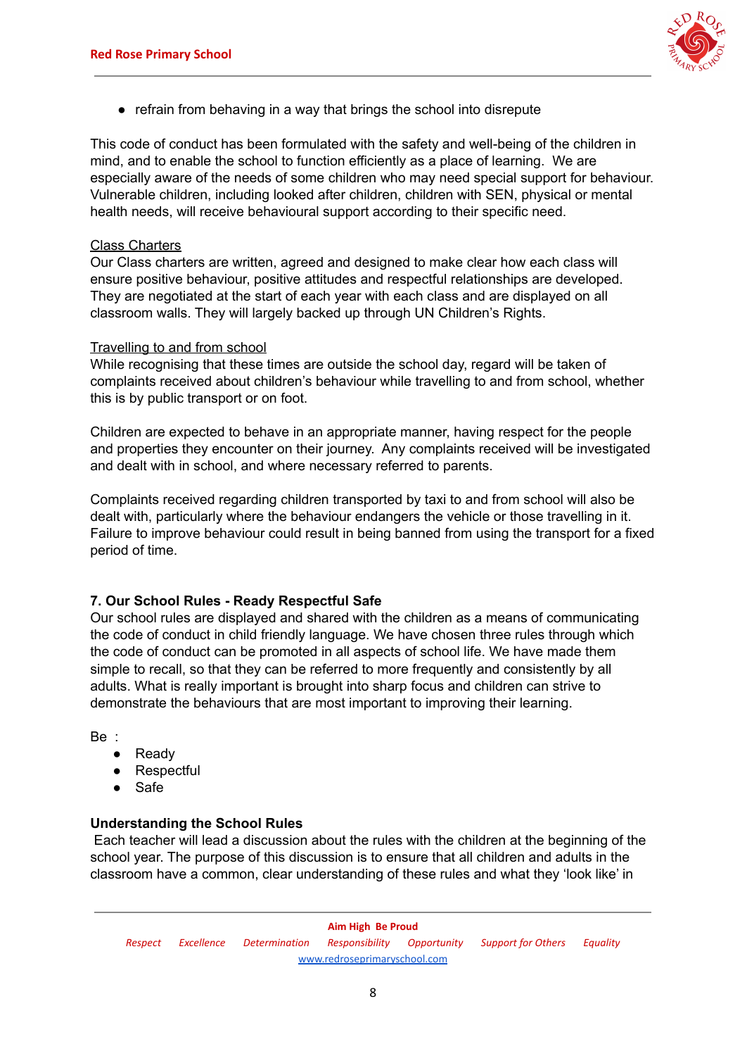- refrain from behaving in a way that brings the school into disrepute

This code of conduct has been formulated with the safety and well-being of the children in mind, and to enable the school to function efficiently as a place of learning. We are especially aware of the needs of some children who may need special support for behaviour. Vulnerable children, including looked after children, children with SEN, physical or mental health needs, will receive behavioural support according to their specific need.

Class Charters

Our Class charters are written, agreed and designed to make clear how each class will ensure positive behaviour, positive attitudes and respectful relationships are developed. They are negotiated at the start of each year with each class and are displayed on all classroom walls. They will largely backed up through UN Children's Rights.

Travelling to and from school

While recognising that these times are outside the school day, regard will be taken of complaints received about children's behaviour while travelling to and from school, whether this is by public transport or on foot.

Children are expected to behave in an appropriate manner, having respect for the people and properties they encounter on their journey. Any complaints received will be investigated and dealt with in school, and where necessary referred to parents.

Complaints received regarding children transported by taxi to and from school will also be dealt with, particularly where the behaviour endangers the vehicle or those travelling in it. Failure to improve behaviour could result in being banned from using the transport for a fixed period of time.

## 7. Our School Rules - Ready Respectful Safe

Our school rules are displayed and shared with the children as a means of communicating the code of conduct in child friendly language. We have chosen three rules through which the code of conduct can be promoted in all aspects of school life. We have made them simple to recall, so that they can be referred to more frequently and consistently by all adults. What is really important is brought into sharp focus and children can strive to demonstrate the behaviours that are most important to improving their learning.

Be :

- Ready
- Respectful
- Safe

### Understanding the School Rules

Each teacher will lead a discussion about the rules with the children at the beginning of the school year. The purpose of this discussion is to ensure that all children and adults in the classroom have a common, clear understanding of these rules and what they 'look like' in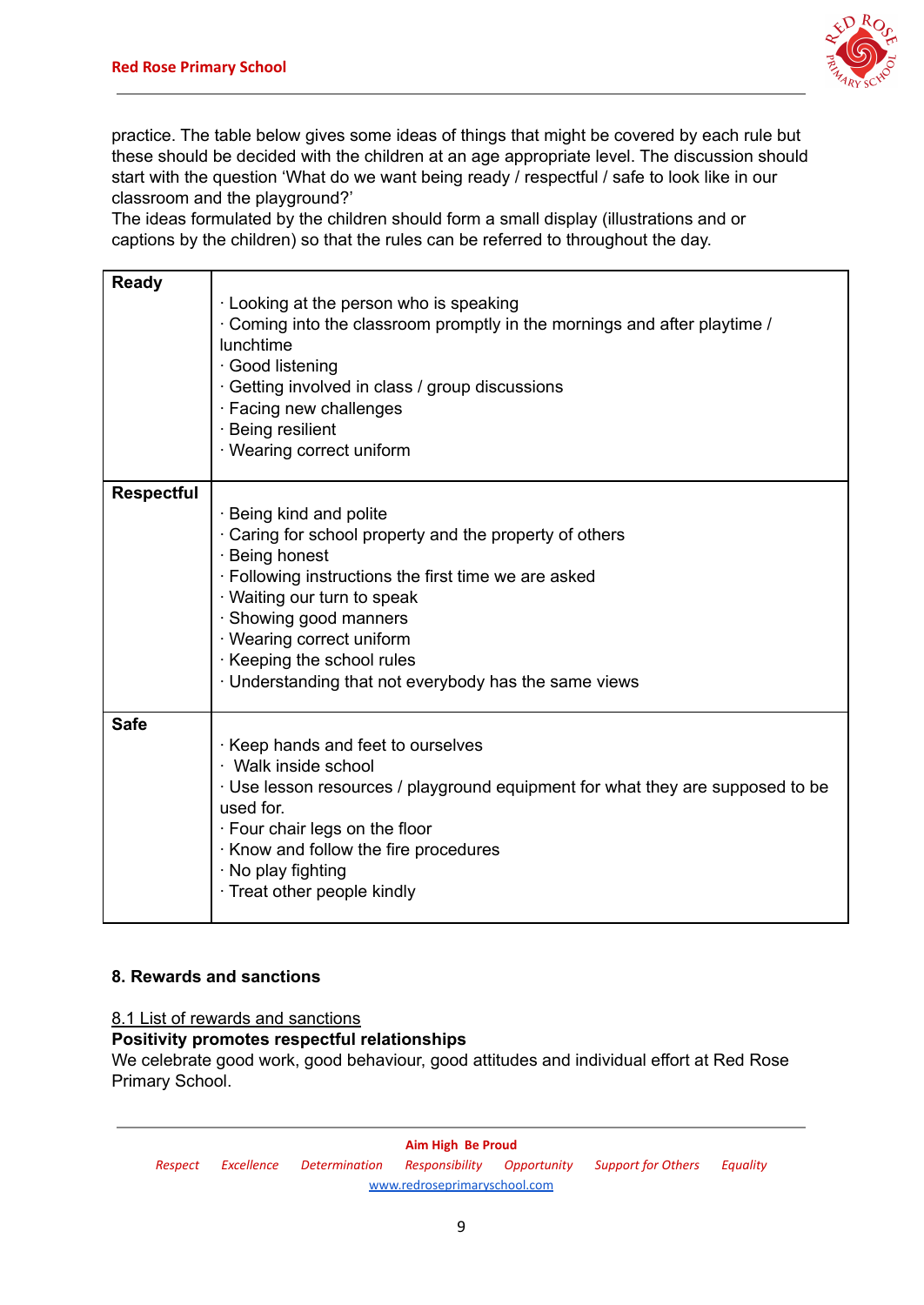practice. The table below gives some ideas of things that might be covered by each rule but these should be decided with the children at an age appropriate level. The discussion should start with the question 'What do we want being ready / respectful / safe to look like in our classroom and the playground?'
The ideas formulated by the children should form a small display (illustrations and or captions by the children) so that the rules can be referred to throughout the day.

| **Ready** | · Looking at the person who is speaking<br>· Coming into the classroom promptly in the mornings and after playtime / lunchtime<br>· Good listening<br>· Getting involved in class / group discussions<br>· Facing new challenges<br>· Being resilient<br>· Wearing correct uniform |
|---|---|
| **Respectful** | · Being kind and polite<br>· Caring for school property and the property of others<br>· Being honest<br>· Following instructions the first time we are asked<br>· Waiting our turn to speak<br>· Showing good manners<br>· Wearing correct uniform<br>· Keeping the school rules<br>· Understanding that not everybody has the same views |
| **Safe** | · Keep hands and feet to ourselves<br>· Walk inside school<br>· Use lesson resources / playground equipment for what they are supposed to be used for.<br>· Four chair legs on the floor<br>· Know and follow the fire procedures<br>· No play fighting<br>· Treat other people kindly |

## 8. Rewards and sanctions

8.1 List of rewards and sanctions

**Positivity promotes respectful relationships**

We celebrate good work, good behaviour, good attitudes and individual effort at Red Rose Primary School.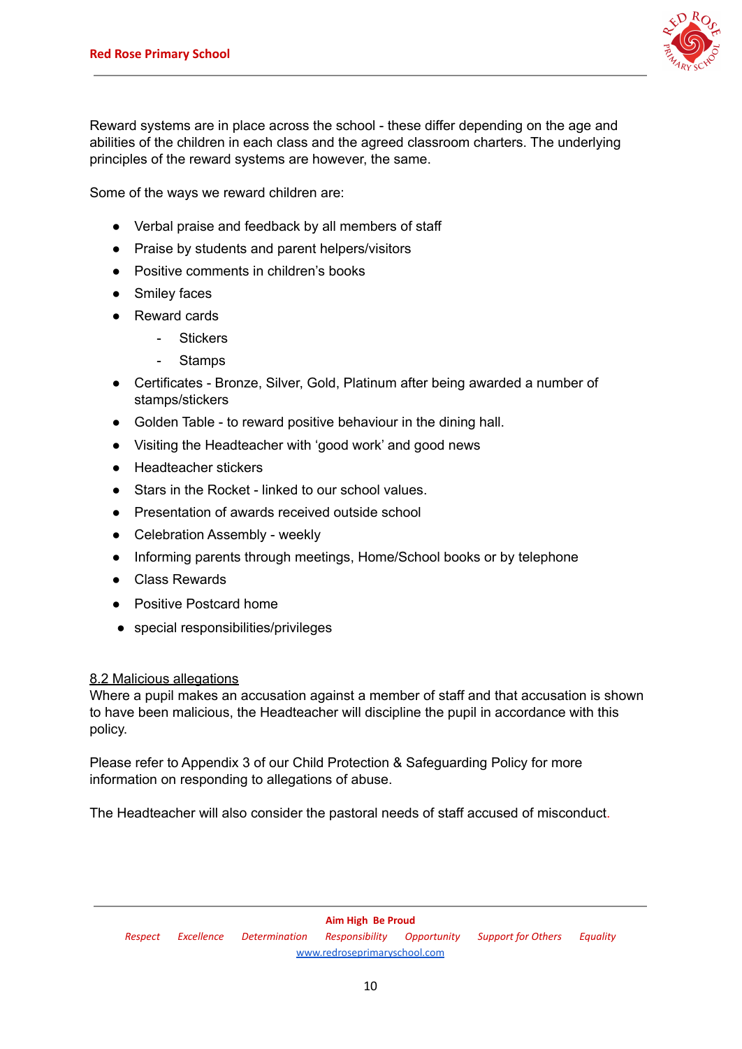Reward systems are in place across the school - these differ depending on the age and abilities of the children in each class and the agreed classroom charters. The underlying principles of the reward systems are however, the same.

Some of the ways we reward children are:

- Verbal praise and feedback by all members of staff
- Praise by students and parent helpers/visitors
- Positive comments in children's books
- Smiley faces
- Reward cards
    - Stickers
    - Stamps
- Certificates - Bronze, Silver, Gold, Platinum after being awarded a number of stamps/stickers
- Golden Table - to reward positive behaviour in the dining hall.
- Visiting the Headteacher with 'good work' and good news
- Headteacher stickers
- Stars in the Rocket - linked to our school values.
- Presentation of awards received outside school
- Celebration Assembly - weekly
- Informing parents through meetings, Home/School books or by telephone
- Class Rewards
- Positive Postcard home
- special responsibilities/privileges

### 8.2 Malicious allegations

Where a pupil makes an accusation against a member of staff and that accusation is shown to have been malicious, the Headteacher will discipline the pupil in accordance with this policy.

Please refer to Appendix 3 of our Child Protection & Safeguarding Policy for more information on responding to allegations of abuse.

The Headteacher will also consider the pastoral needs of staff accused of misconduct.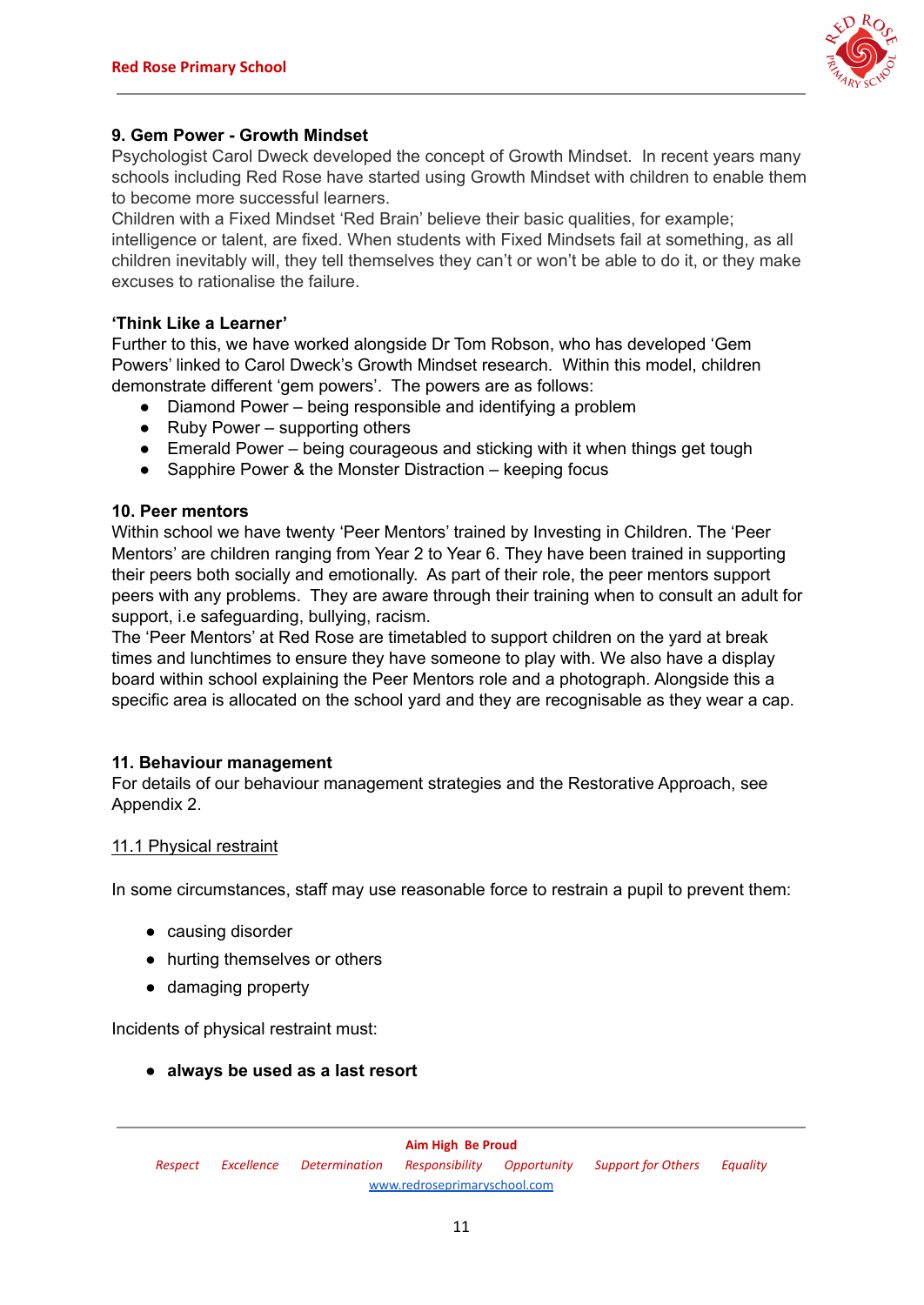### 9. Gem Power - Growth Mindset

Psychologist Carol Dweck developed the concept of Growth Mindset. In recent years many schools including Red Rose have started using Growth Mindset with children to enable them to become more successful learners.

Children with a Fixed Mindset 'Red Brain' believe their basic qualities, for example; intelligence or talent, are fixed. When students with Fixed Mindsets fail at something, as all children inevitably will, they tell themselves they can't or won't be able to do it, or they make excuses to rationalise the failure.

**'Think Like a Learner'**

Further to this, we have worked alongside Dr Tom Robson, who has developed 'Gem Powers' linked to Carol Dweck's Growth Mindset research. Within this model, children demonstrate different 'gem powers'. The powers are as follows:

- Diamond Power – being responsible and identifying a problem
- Ruby Power – supporting others
- Emerald Power – being courageous and sticking with it when things get tough
- Sapphire Power & the Monster Distraction – keeping focus

### 10. Peer mentors

Within school we have twenty 'Peer Mentors' trained by Investing in Children. The 'Peer Mentors' are children ranging from Year 2 to Year 6. They have been trained in supporting their peers both socially and emotionally. As part of their role, the peer mentors support peers with any problems. They are aware through their training when to consult an adult for support, i.e safeguarding, bullying, racism.

The 'Peer Mentors' at Red Rose are timetabled to support children on the yard at break times and lunchtimes to ensure they have someone to play with. We also have a display board within school explaining the Peer Mentors role and a photograph. Alongside this a specific area is allocated on the school yard and they are recognisable as they wear a cap.

### 11. Behaviour management

For details of our behaviour management strategies and the Restorative Approach, see Appendix 2.

#### 11.1 Physical restraint

In some circumstances, staff may use reasonable force to restrain a pupil to prevent them:

- causing disorder
- hurting themselves or others
- damaging property

Incidents of physical restraint must:

- **always be used as a last resort**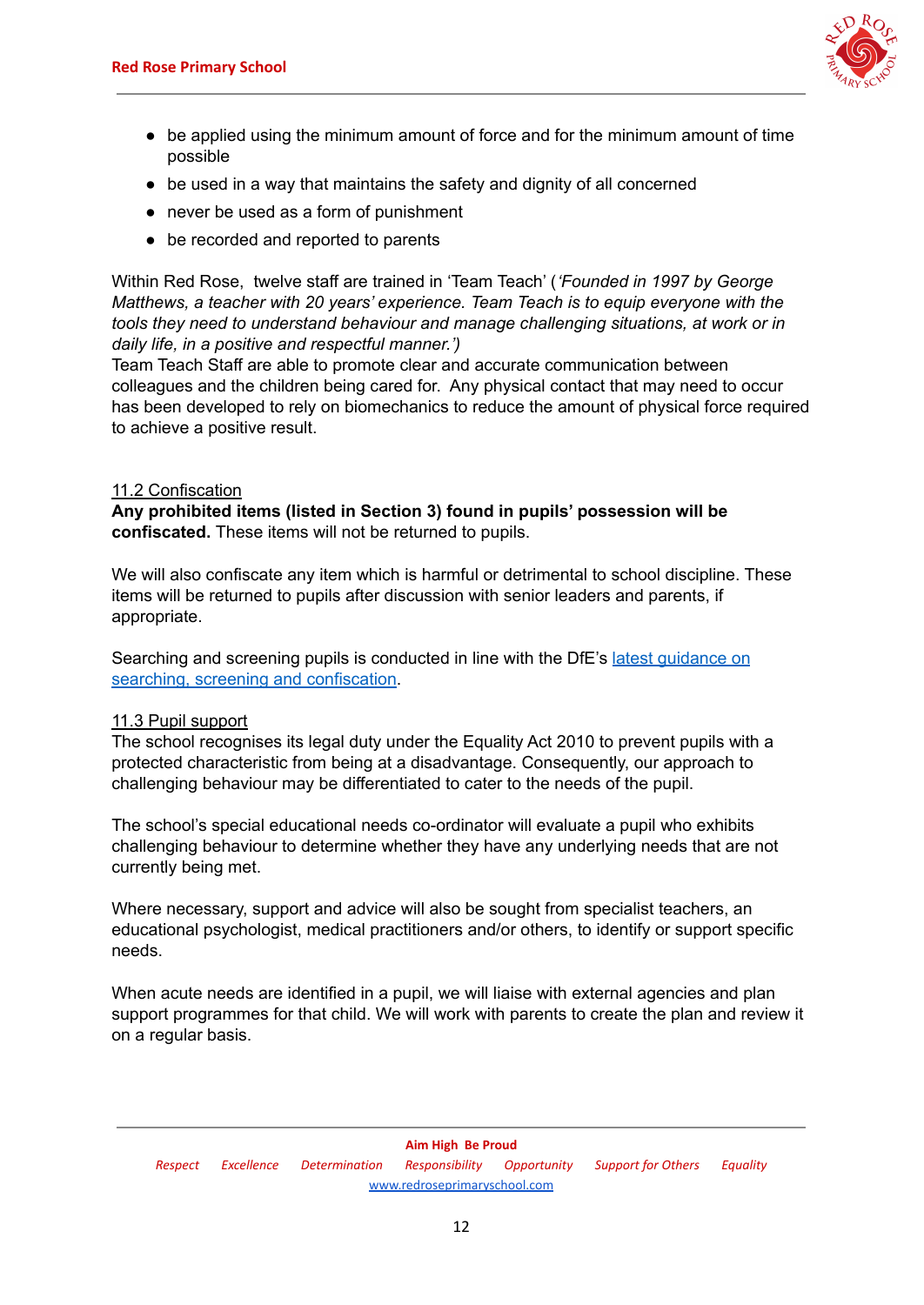- be applied using the minimum amount of force and for the minimum amount of time possible
- be used in a way that maintains the safety and dignity of all concerned
- never be used as a form of punishment
- be recorded and reported to parents

Within Red Rose, twelve staff are trained in 'Team Teach' (*'Founded in 1997 by George Matthews, a teacher with 20 years' experience. Team Teach is to equip everyone with the tools they need to understand behaviour and manage challenging situations, at work or in daily life, in a positive and respectful manner.')*
Team Teach Staff are able to promote clear and accurate communication between colleagues and the children being cared for. Any physical contact that may need to occur has been developed to rely on biomechanics to reduce the amount of physical force required to achieve a positive result.

### 11.2 Confiscation

**Any prohibited items (listed in Section 3) found in pupils' possession will be confiscated.** These items will not be returned to pupils.

We will also confiscate any item which is harmful or detrimental to school discipline. These items will be returned to pupils after discussion with senior leaders and parents, if appropriate.

Searching and screening pupils is conducted in line with the DfE's [latest guidance on searching, screening and confiscation](#).

### 11.3 Pupil support

The school recognises its legal duty under the Equality Act 2010 to prevent pupils with a protected characteristic from being at a disadvantage. Consequently, our approach to challenging behaviour may be differentiated to cater to the needs of the pupil.

The school's special educational needs co-ordinator will evaluate a pupil who exhibits challenging behaviour to determine whether they have any underlying needs that are not currently being met.

Where necessary, support and advice will also be sought from specialist teachers, an educational psychologist, medical practitioners and/or others, to identify or support specific needs.

When acute needs are identified in a pupil, we will liaise with external agencies and plan support programmes for that child. We will work with parents to create the plan and review it on a regular basis.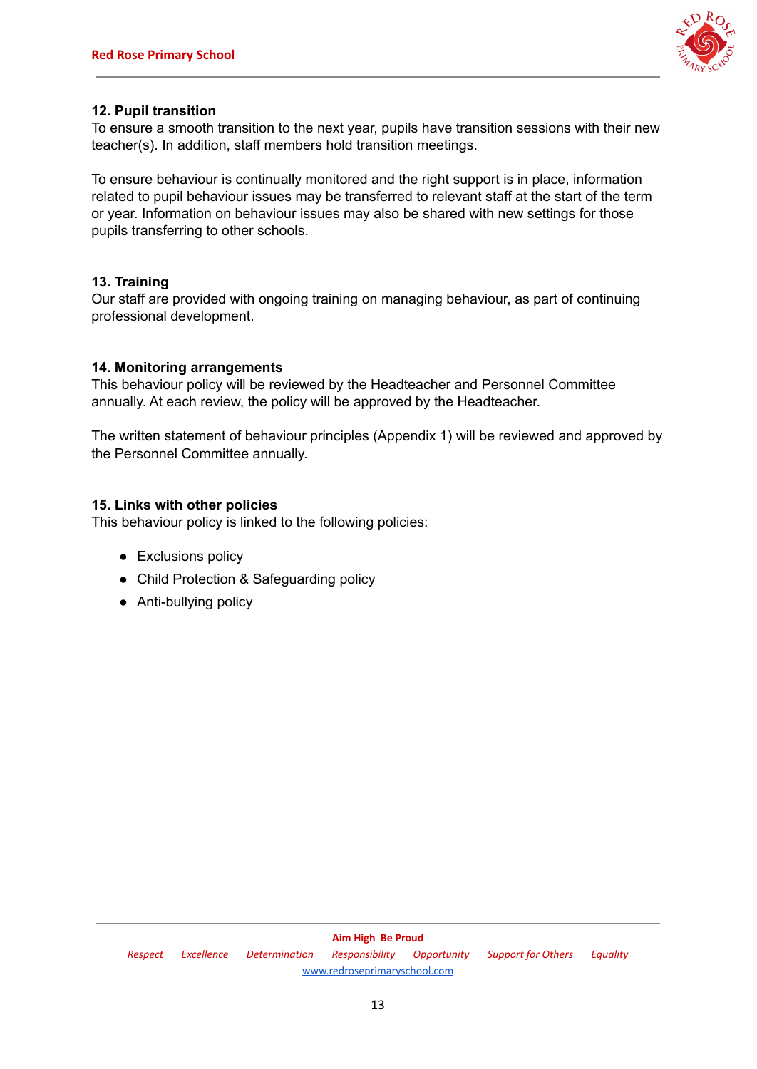## 12. Pupil transition

To ensure a smooth transition to the next year, pupils have transition sessions with their new teacher(s). In addition, staff members hold transition meetings.

To ensure behaviour is continually monitored and the right support is in place, information related to pupil behaviour issues may be transferred to relevant staff at the start of the term or year. Information on behaviour issues may also be shared with new settings for those pupils transferring to other schools.

## 13. Training

Our staff are provided with ongoing training on managing behaviour, as part of continuing professional development.

## 14. Monitoring arrangements

This behaviour policy will be reviewed by the Headteacher and Personnel Committee annually. At each review, the policy will be approved by the Headteacher.

The written statement of behaviour principles (Appendix 1) will be reviewed and approved by the Personnel Committee annually.

## 15. Links with other policies

This behaviour policy is linked to the following policies:

- Exclusions policy
- Child Protection & Safeguarding policy
- Anti-bullying policy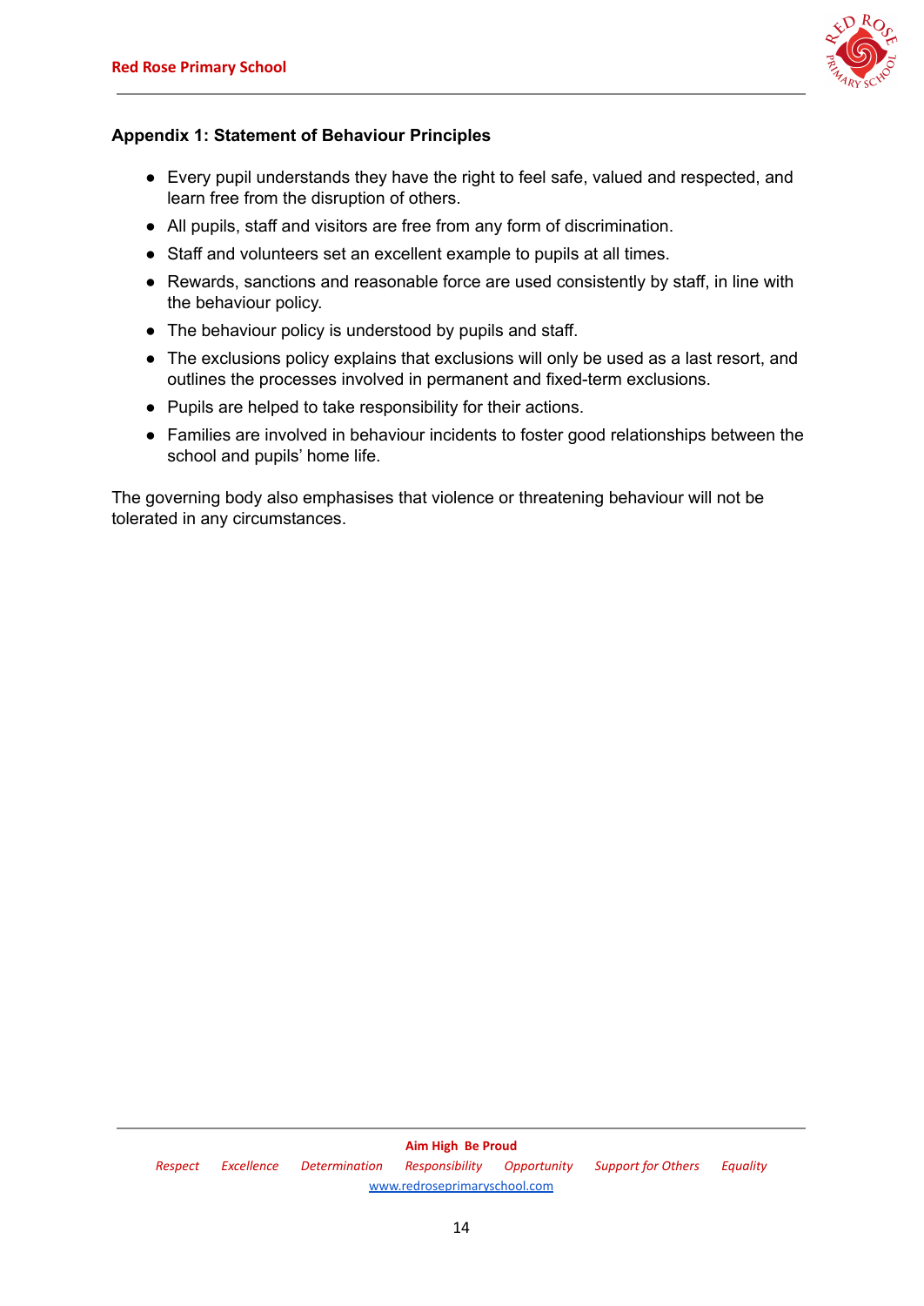### Appendix 1: Statement of Behaviour Principles

- Every pupil understands they have the right to feel safe, valued and respected, and learn free from the disruption of others.
- All pupils, staff and visitors are free from any form of discrimination.
- Staff and volunteers set an excellent example to pupils at all times.
- Rewards, sanctions and reasonable force are used consistently by staff, in line with the behaviour policy.
- The behaviour policy is understood by pupils and staff.
- The exclusions policy explains that exclusions will only be used as a last resort, and outlines the processes involved in permanent and fixed-term exclusions.
- Pupils are helped to take responsibility for their actions.
- Families are involved in behaviour incidents to foster good relationships between the school and pupils' home life.

The governing body also emphasises that violence or threatening behaviour will not be tolerated in any circumstances.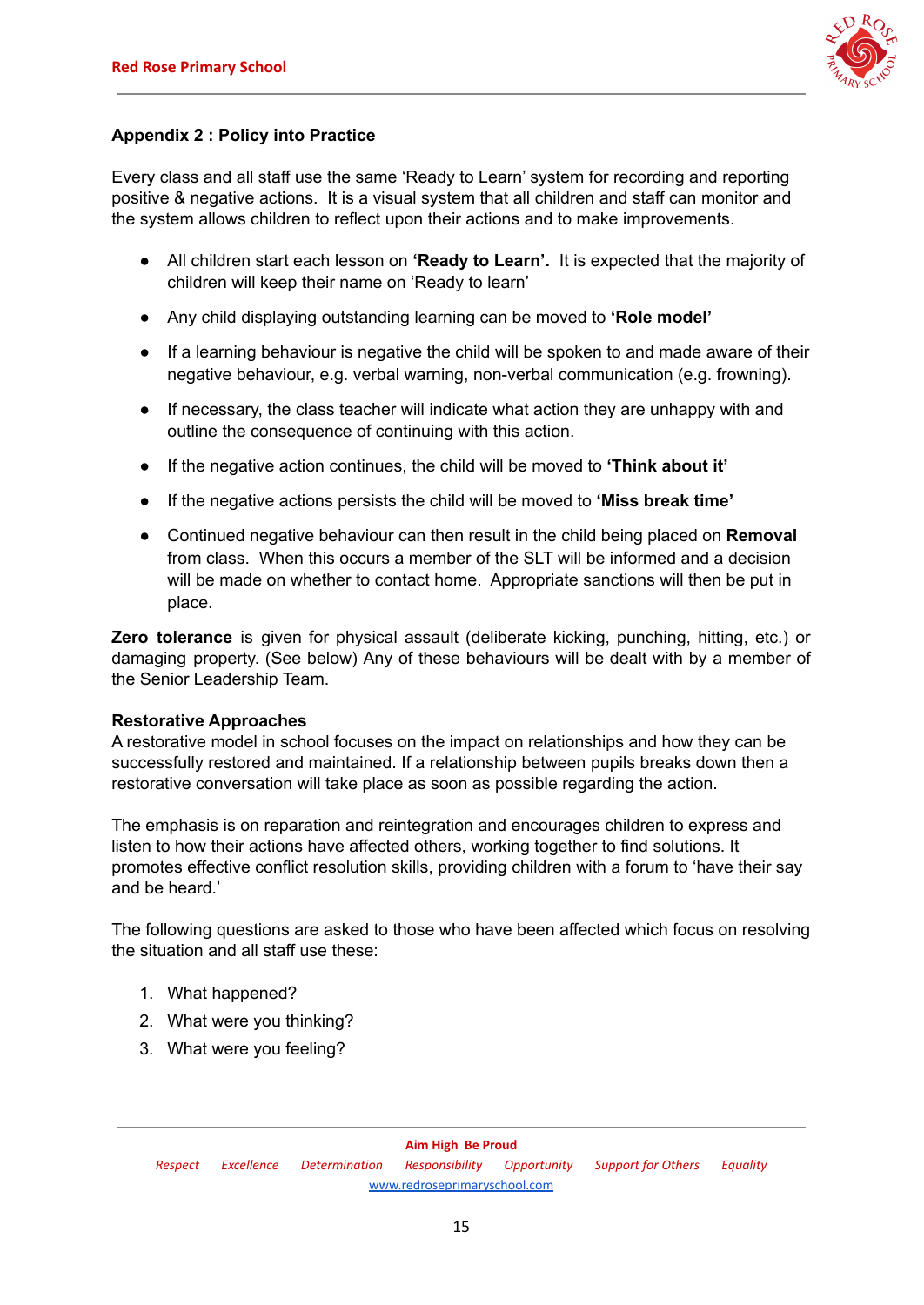**Appendix 2 : Policy into Practice**

Every class and all staff use the same 'Ready to Learn' system for recording and reporting positive & negative actions. It is a visual system that all children and staff can monitor and the system allows children to reflect upon their actions and to make improvements.

- All children start each lesson on **'Ready to Learn'.** It is expected that the majority of children will keep their name on 'Ready to learn'
- Any child displaying outstanding learning can be moved to **'Role model'**
- If a learning behaviour is negative the child will be spoken to and made aware of their negative behaviour, e.g. verbal warning, non-verbal communication (e.g. frowning).
- If necessary, the class teacher will indicate what action they are unhappy with and outline the consequence of continuing with this action.
- If the negative action continues, the child will be moved to **'Think about it'**
- If the negative actions persists the child will be moved to **'Miss break time'**
- Continued negative behaviour can then result in the child being placed on **Removal** from class. When this occurs a member of the SLT will be informed and a decision will be made on whether to contact home. Appropriate sanctions will then be put in place.

**Zero tolerance** is given for physical assault (deliberate kicking, punching, hitting, etc.) or damaging property. (See below) Any of these behaviours will be dealt with by a member of the Senior Leadership Team.

**Restorative Approaches**

A restorative model in school focuses on the impact on relationships and how they can be successfully restored and maintained. If a relationship between pupils breaks down then a restorative conversation will take place as soon as possible regarding the action.

The emphasis is on reparation and reintegration and encourages children to express and listen to how their actions have affected others, working together to find solutions. It promotes effective conflict resolution skills, providing children with a forum to 'have their say and be heard.'

The following questions are asked to those who have been affected which focus on resolving the situation and all staff use these:

1. What happened?
2. What were you thinking?
3. What were you feeling?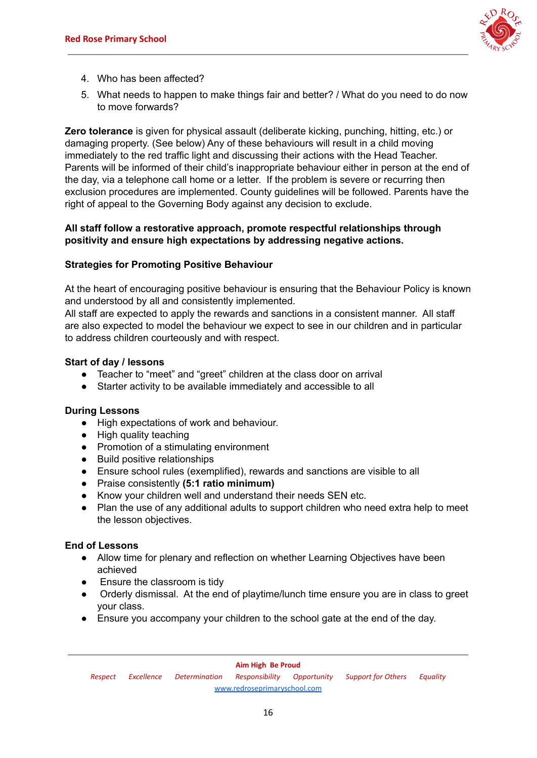4. Who has been affected?
5. What needs to happen to make things fair and better? / What do you need to do now to move forwards?

**Zero tolerance** is given for physical assault (deliberate kicking, punching, hitting, etc.) or damaging property. (See below) Any of these behaviours will result in a child moving immediately to the red traffic light and discussing their actions with the Head Teacher. Parents will be informed of their child's inappropriate behaviour either in person at the end of the day, via a telephone call home or a letter. If the problem is severe or recurring then exclusion procedures are implemented. County guidelines will be followed. Parents have the right of appeal to the Governing Body against any decision to exclude.

**All staff follow a restorative approach, promote respectful relationships through positivity and ensure high expectations by addressing negative actions.**

**Strategies for Promoting Positive Behaviour**

At the heart of encouraging positive behaviour is ensuring that the Behaviour Policy is known and understood by all and consistently implemented.
All staff are expected to apply the rewards and sanctions in a consistent manner. All staff are also expected to model the behaviour we expect to see in our children and in particular to address children courteously and with respect.

**Start of day / lessons**

- Teacher to "meet" and "greet" children at the class door on arrival
- Starter activity to be available immediately and accessible to all

**During Lessons**

- High expectations of work and behaviour.
- High quality teaching
- Promotion of a stimulating environment
- Build positive relationships
- Ensure school rules (exemplified), rewards and sanctions are visible to all
- Praise consistently **(5:1 ratio minimum)**
- Know your children well and understand their needs SEN etc.
- Plan the use of any additional adults to support children who need extra help to meet the lesson objectives.

**End of Lessons**

- Allow time for plenary and reflection on whether Learning Objectives have been achieved
- Ensure the classroom is tidy
- Orderly dismissal. At the end of playtime/lunch time ensure you are in class to greet your class.
- Ensure you accompany your children to the school gate at the end of the day.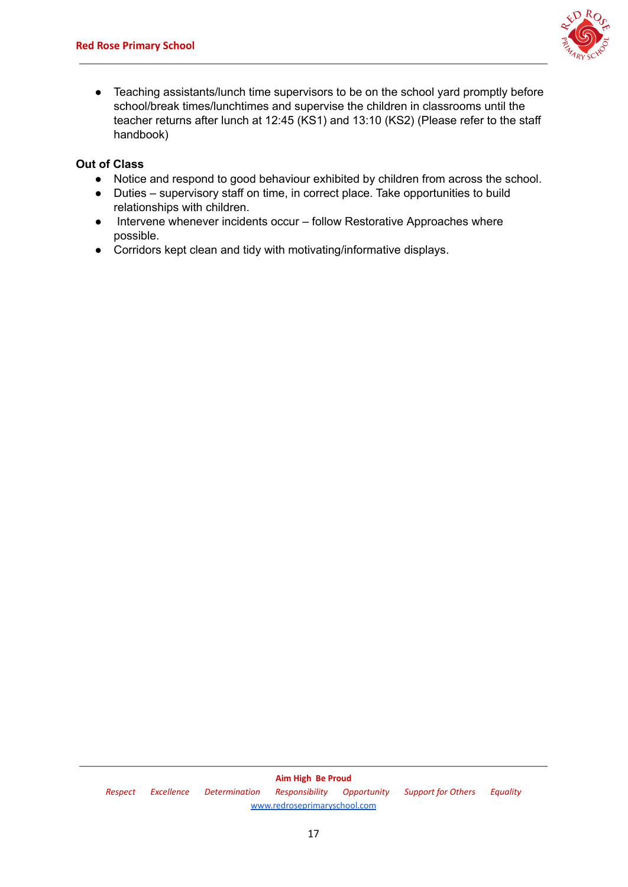- Teaching assistants/lunch time supervisors to be on the school yard promptly before school/break times/lunchtimes and supervise the children in classrooms until the teacher returns after lunch at 12:45 (KS1) and 13:10 (KS2) (Please refer to the staff handbook)

**Out of Class**

- Notice and respond to good behaviour exhibited by children from across the school.
- Duties – supervisory staff on time, in correct place. Take opportunities to build relationships with children.
- Intervene whenever incidents occur – follow Restorative Approaches where possible.
- Corridors kept clean and tidy with motivating/informative displays.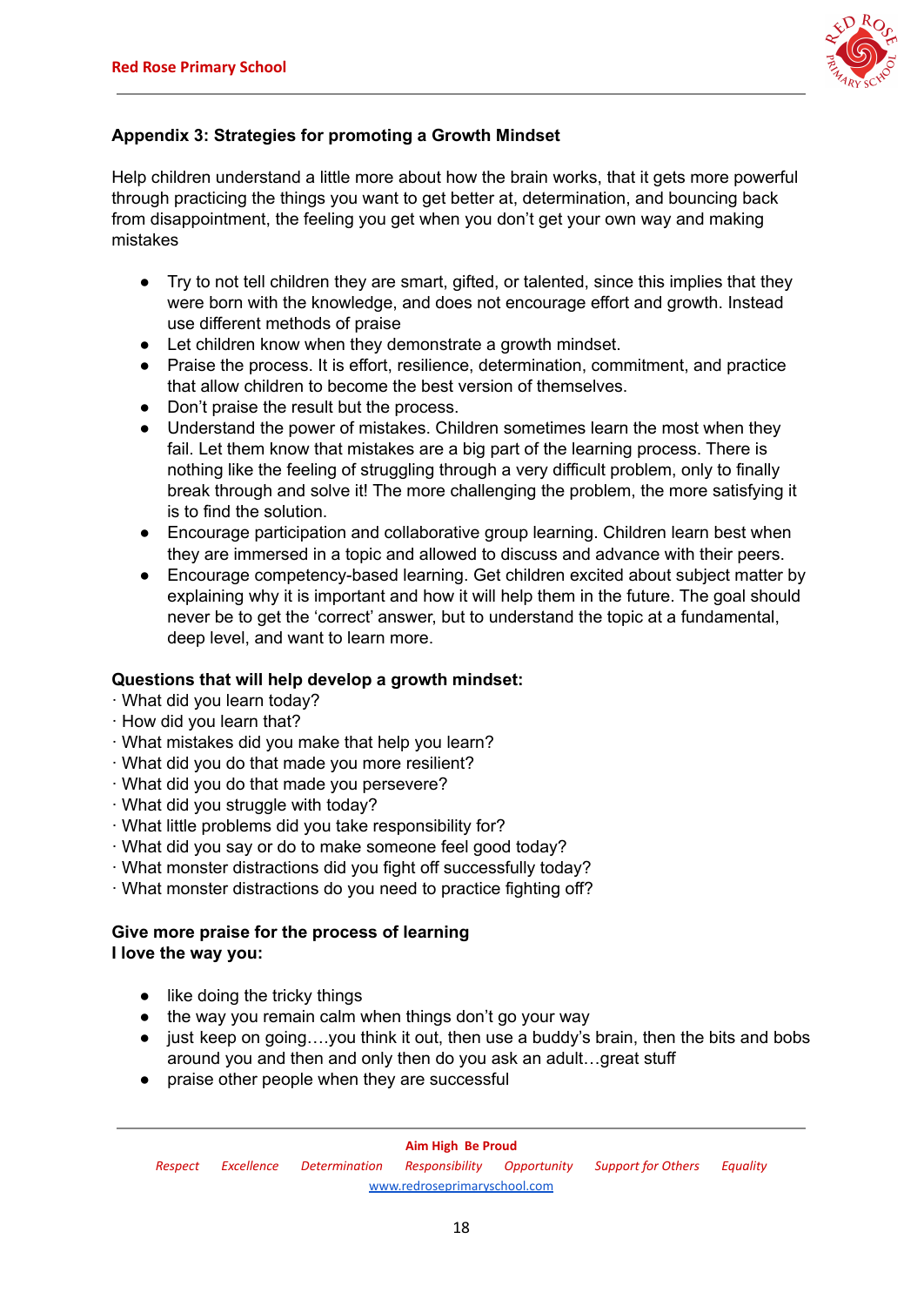## Appendix 3: Strategies for promoting a Growth Mindset

Help children understand a little more about how the brain works, that it gets more powerful through practicing the things you want to get better at, determination, and bouncing back from disappointment, the feeling you get when you don't get your own way and making mistakes

- Try to not tell children they are smart, gifted, or talented, since this implies that they were born with the knowledge, and does not encourage effort and growth. Instead use different methods of praise
- Let children know when they demonstrate a growth mindset.
- Praise the process. It is effort, resilience, determination, commitment, and practice that allow children to become the best version of themselves.
- Don't praise the result but the process.
- Understand the power of mistakes. Children sometimes learn the most when they fail. Let them know that mistakes are a big part of the learning process. There is nothing like the feeling of struggling through a very difficult problem, only to finally break through and solve it! The more challenging the problem, the more satisfying it is to find the solution.
- Encourage participation and collaborative group learning. Children learn best when they are immersed in a topic and allowed to discuss and advance with their peers.
- Encourage competency-based learning. Get children excited about subject matter by explaining why it is important and how it will help them in the future. The goal should never be to get the 'correct' answer, but to understand the topic at a fundamental, deep level, and want to learn more.

**Questions that will help develop a growth mindset:**

· What did you learn today?
· How did you learn that?
· What mistakes did you make that help you learn?
· What did you do that made you more resilient?
· What did you do that made you persevere?
· What did you struggle with today?
· What little problems did you take responsibility for?
· What did you say or do to make someone feel good today?
· What monster distractions did you fight off successfully today?
· What monster distractions do you need to practice fighting off?

**Give more praise for the process of learning**
**I love the way you:**

- like doing the tricky things
- the way you remain calm when things don't go your way
- just keep on going….you think it out, then use a buddy's brain, then the bits and bobs around you and then and only then do you ask an adult…great stuff
- praise other people when they are successful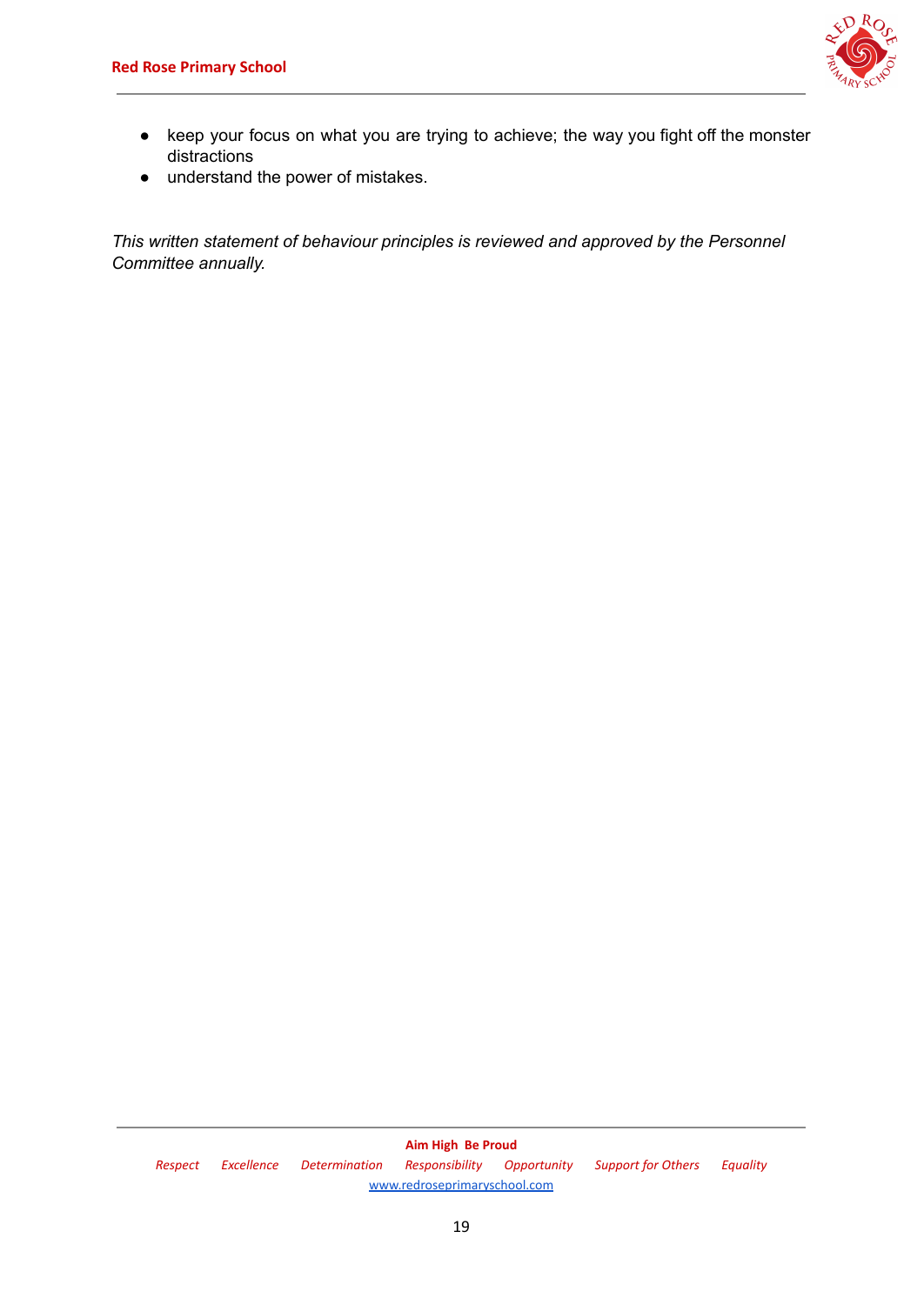- keep your focus on what you are trying to achieve; the way you fight off the monster distractions
- understand the power of mistakes.

*This written statement of behaviour principles is reviewed and approved by the Personnel Committee annually.*